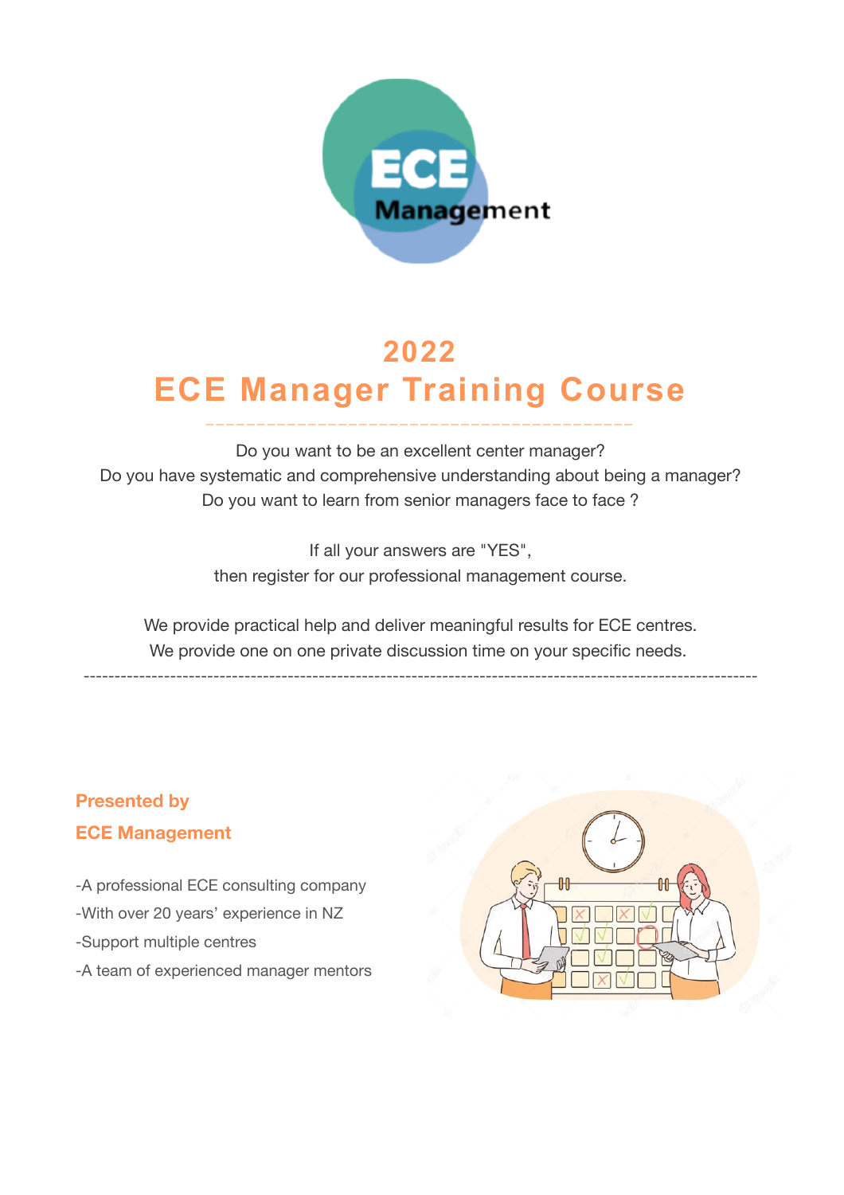ECE Management

# 2022
# ECE Manager Training Course

Do you want to be an excellent center manager?
Do you have systematic and comprehensive understanding about being a manager?
Do you want to learn from senior managers face to face ?

If all your answers are "YES",
then register for our professional management course.

We provide practical help and deliver meaningful results for ECE centres.
We provide one on one private discussion time on your specific needs.

---

**Presented by**
**ECE Management**

-A professional ECE consulting company
-With over 20 years' experience in NZ
-Support multiple centres
-A team of experienced manager mentors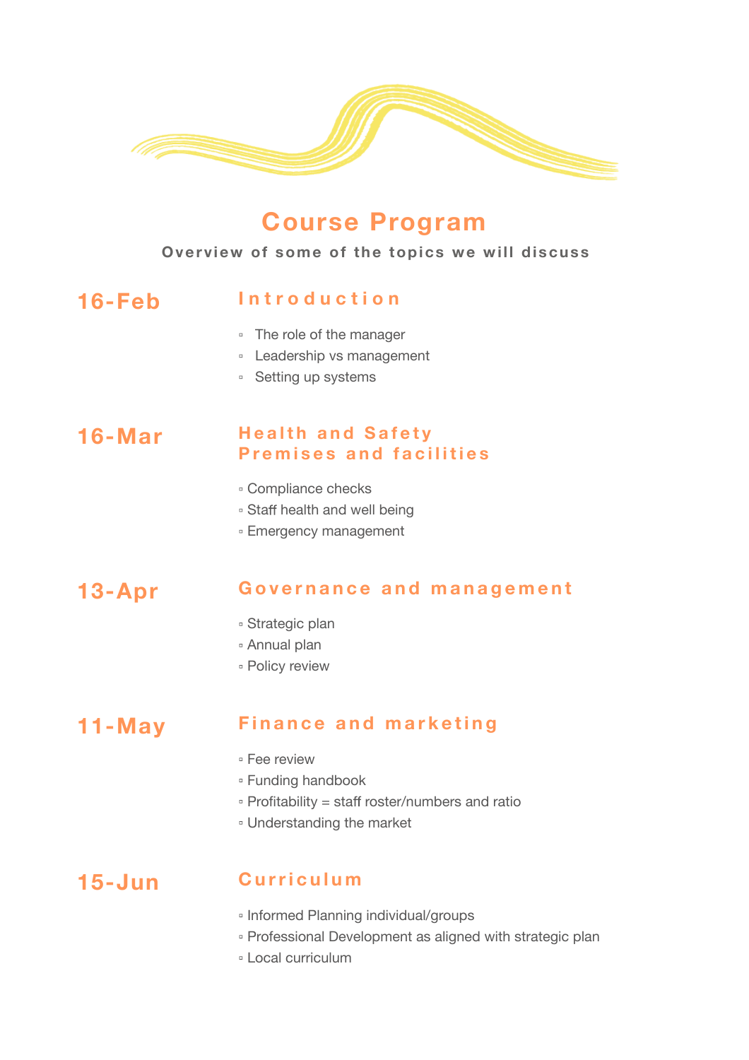# Course Program

**Overview of some of the topics we will discuss**

## 16-Feb

### Introduction

- The role of the manager
- Leadership vs management
- Setting up systems

## 16-Mar

### Health and Safety
### Premises and facilities

- Compliance checks
- Staff health and well being
- Emergency management

## 13-Apr

### Governance and management

- Strategic plan
- Annual plan
- Policy review

## 11-May

### Finance and marketing

- Fee review
- Funding handbook
- Profitability = staff roster/numbers and ratio
- Understanding the market

## 15-Jun

### Curriculum

- Informed Planning individual/groups
- Professional Development as aligned with strategic plan
- Local curriculum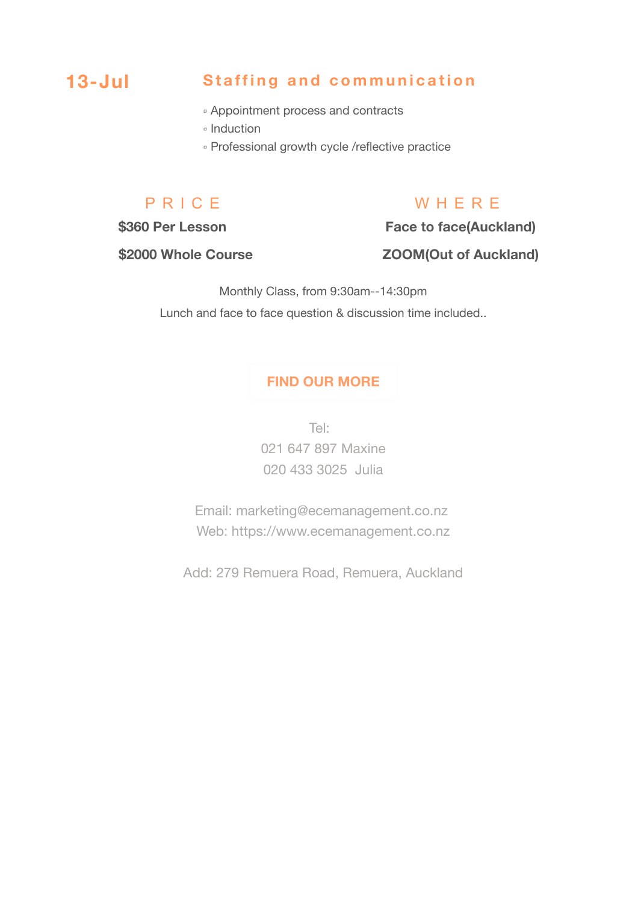## 13-Jul — Staffing and communication

- Appointment process and contracts
- Induction
- Professional growth cycle /reflective practice

### PRICE

**$360 Per Lesson**

**$2000 Whole Course**

### WHERE

**Face to face(Auckland)**

**ZOOM(Out of Auckland)**

Monthly Class, from 9:30am--14:30pm

Lunch and face to face question & discussion time included..

**FIND OUR MORE**

Tel:
021 647 897 Maxine
020 433 3025 Julia

Email: marketing@ecemanagement.co.nz
Web: https://www.ecemanagement.co.nz

Add: 279 Remuera Road, Remuera, Auckland